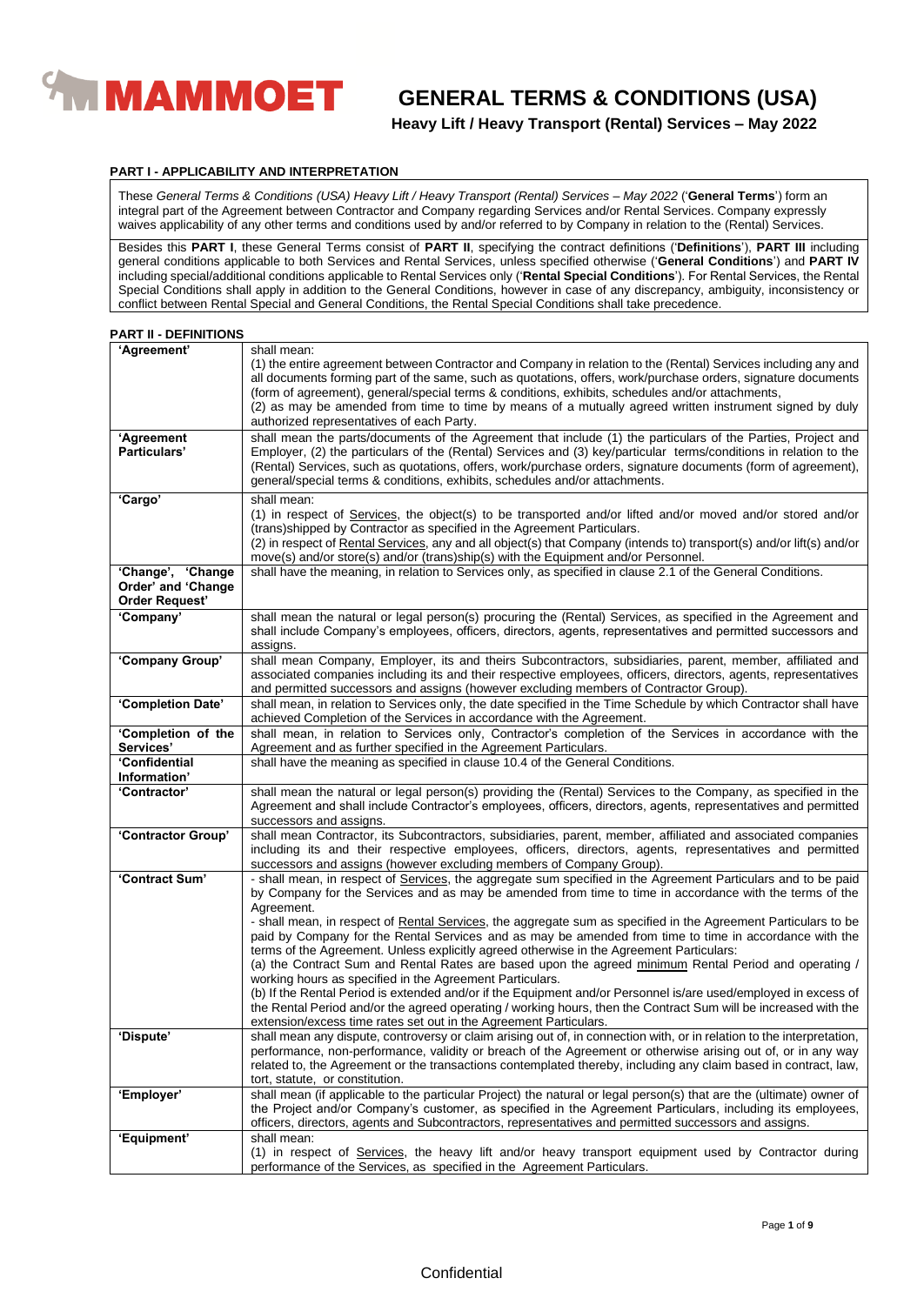# GENERAL TERMS & CONDITIONS (USA)

**Heavy Lift / Heavy Transport (Rental) Services – May 2022**

## PART I - APPLICABILITY AND INTERPRETATION

These *General Terms & Conditions (USA) Heavy Lift / Heavy Transport (Rental) Services – May 2022* ('**General Terms**') form an integral part of the Agreement between Contractor and Company regarding Services and/or Rental Services. Company expressly waives applicability of any other terms and conditions used by and/or referred to by Company in relation to the (Rental) Services.

Besides this **PART I**, these General Terms consist of **PART II**, specifying the contract definitions ('**Definitions**'), **PART III** including general conditions applicable to both Services and Rental Services, unless specified otherwise ('**General Conditions**') and **PART IV** including special/additional conditions applicable to Rental Services only ('**Rental Special Conditions**'). For Rental Services, the Rental Special Conditions shall apply in addition to the General Conditions, however in case of any discrepancy, ambiguity, inconsistency or conflict between Rental Special and General Conditions, the Rental Special Conditions shall take precedence.

## PART II - DEFINITIONS

| | |
|---|---|
| **'Agreement'** | shall mean:<br>(1) the entire agreement between Contractor and Company in relation to the (Rental) Services including any and all documents forming part of the same, such as quotations, offers, work/purchase orders, signature documents (form of agreement), general/special terms & conditions, exhibits, schedules and/or attachments,<br>(2) as may be amended from time to time by means of a mutually agreed written instrument signed by duly authorized representatives of each Party. |
| **'Agreement Particulars'** | shall mean the parts/documents of the Agreement that include (1) the particulars of the Parties, Project and Employer, (2) the particulars of the (Rental) Services and (3) key/particular terms/conditions in relation to the (Rental) Services, such as quotations, offers, work/purchase orders, signature documents (form of agreement), general/special terms & conditions, exhibits, schedules and/or attachments. |
| **'Cargo'** | shall mean:<br>(1) in respect of Services, the object(s) to be transported and/or lifted and/or moved and/or stored and/or (trans)shipped by Contractor as specified in the Agreement Particulars.<br>(2) in respect of Rental Services, any and all object(s) that Company (intends to) transport(s) and/or lift(s) and/or move(s) and/or store(s) and/or (trans)ship(s) with the Equipment and/or Personnel. |
| **'Change', 'Change Order' and 'Change Order Request'** | shall have the meaning, in relation to Services only, as specified in clause 2.1 of the General Conditions. |
| **'Company'** | shall mean the natural or legal person(s) procuring the (Rental) Services, as specified in the Agreement and shall include Company's employees, officers, directors, agents, representatives and permitted successors and assigns. |
| **'Company Group'** | shall mean Company, Employer, its and theirs Subcontractors, subsidiaries, parent, member, affiliated and associated companies including its and their respective employees, officers, directors, agents, representatives and permitted successors and assigns (however excluding members of Contractor Group). |
| **'Completion Date'** | shall mean, in relation to Services only, the date specified in the Time Schedule by which Contractor shall have achieved Completion of the Services in accordance with the Agreement. |
| **'Completion of the Services'** | shall mean, in relation to Services only, Contractor's completion of the Services in accordance with the Agreement and as further specified in the Agreement Particulars. |
| **'Confidential Information'** | shall have the meaning as specified in clause 10.4 of the General Conditions. |
| **'Contractor'** | shall mean the natural or legal person(s) providing the (Rental) Services to the Company, as specified in the Agreement and shall include Contractor's employees, officers, directors, agents, representatives and permitted successors and assigns. |
| **'Contractor Group'** | shall mean Contractor, its Subcontractors, subsidiaries, parent, member, affiliated and associated companies including its and their respective employees, officers, directors, agents, representatives and permitted successors and assigns (however excluding members of Company Group). |
| **'Contract Sum'** | - shall mean, in respect of Services, the aggregate sum specified in the Agreement Particulars and to be paid by Company for the Services and as may be amended from time to time in accordance with the terms of the Agreement.<br>- shall mean, in respect of Rental Services, the aggregate sum as specified in the Agreement Particulars to be paid by Company for the Rental Services and as may be amended from time to time in accordance with the terms of the Agreement. Unless explicitly agreed otherwise in the Agreement Particulars:<br>(a) the Contract Sum and Rental Rates are based upon the agreed minimum Rental Period and operating / working hours as specified in the Agreement Particulars.<br>(b) If the Rental Period is extended and/or if the Equipment and/or Personnel is/are used/employed in excess of the Rental Period and/or the agreed operating / working hours, then the Contract Sum will be increased with the extension/excess time rates set out in the Agreement Particulars. |
| **'Dispute'** | shall mean any dispute, controversy or claim arising out of, in connection with, or in relation to the interpretation, performance, non-performance, validity or breach of the Agreement or otherwise arising out of, or in any way related to, the Agreement or the transactions contemplated thereby, including any claim based in contract, law, tort, statute, or constitution. |
| **'Employer'** | shall mean (if applicable to the particular Project) the natural or legal person(s) that are the (ultimate) owner of the Project and/or Company's customer, as specified in the Agreement Particulars, including its employees, officers, directors, agents and Subcontractors, representatives and permitted successors and assigns. |
| **'Equipment'** | shall mean:<br>(1) in respect of Services, the heavy lift and/or heavy transport equipment used by Contractor during performance of the Services, as specified in the Agreement Particulars. |

Confidential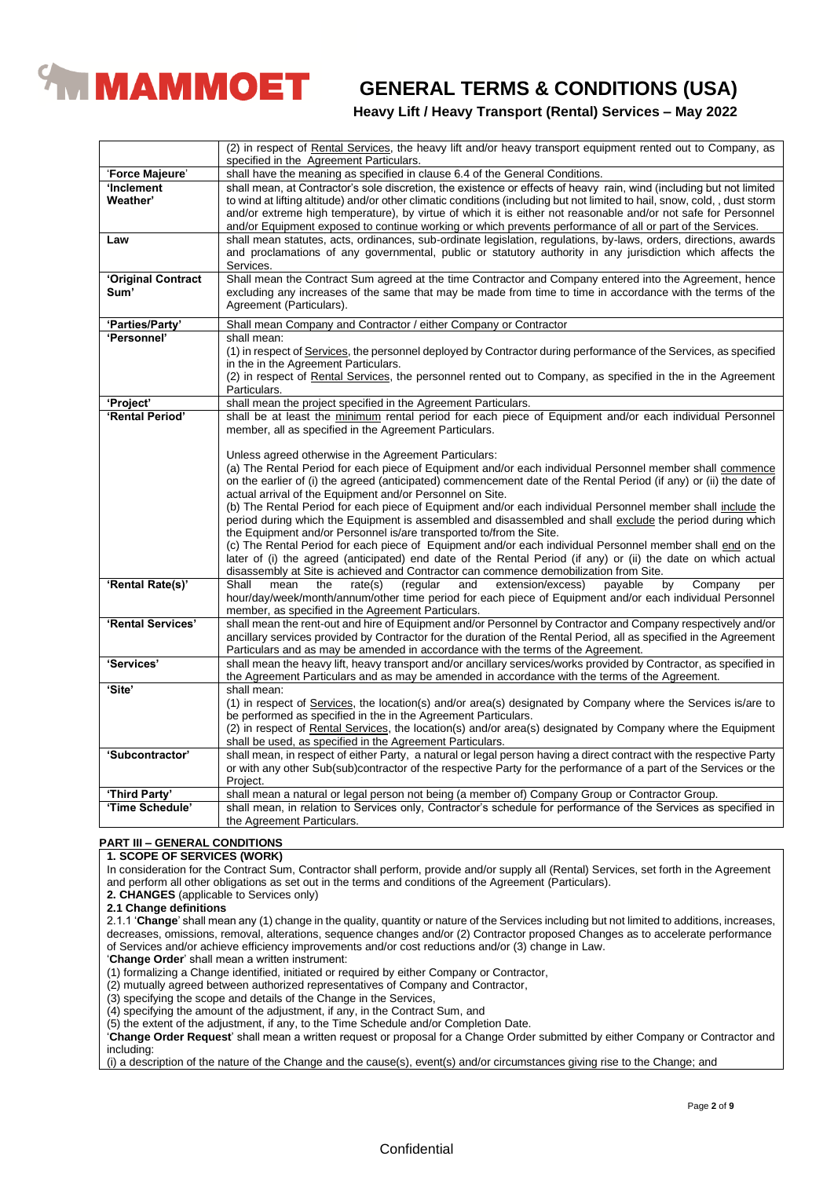| | |
|---|---|
| | (2) in respect of Rental Services, the heavy lift and/or heavy transport equipment rented out to Company, as specified in the Agreement Particulars. |
| '**Force Majeure**' | shall have the meaning as specified in clause 6.4 of the General Conditions. |
| '**Inclement Weather**' | shall mean, at Contractor's sole discretion, the existence or effects of heavy rain, wind (including but not limited to wind at lifting altitude) and/or other climatic conditions (including but not limited to hail, snow, cold, , dust storm and/or extreme high temperature), by virtue of which it is either not reasonable and/or not safe for Personnel and/or Equipment exposed to continue working or which prevents performance of all or part of the Services. |
| **Law** | shall mean statutes, acts, ordinances, sub-ordinate legislation, regulations, by-laws, orders, directions, awards and proclamations of any governmental, public or statutory authority in any jurisdiction which affects the Services. |
| '**Original Contract Sum**' | Shall mean the Contract Sum agreed at the time Contractor and Company entered into the Agreement, hence excluding any increases of the same that may be made from time to time in accordance with the terms of the Agreement (Particulars). |
| '**Parties/Party**' | Shall mean Company and Contractor / either Company or Contractor |
| '**Personnel**' | shall mean:<br>(1) in respect of Services, the personnel deployed by Contractor during performance of the Services, as specified in the in the Agreement Particulars.<br>(2) in respect of Rental Services, the personnel rented out to Company, as specified in the in the Agreement Particulars. |
| '**Project**' | shall mean the project specified in the Agreement Particulars. |
| '**Rental Period**' | shall be at least the minimum rental period for each piece of Equipment and/or each individual Personnel member, all as specified in the Agreement Particulars.<br><br>Unless agreed otherwise in the Agreement Particulars:<br>(a) The Rental Period for each piece of Equipment and/or each individual Personnel member shall commence on the earlier of (i) the agreed (anticipated) commencement date of the Rental Period (if any) or (ii) the date of actual arrival of the Equipment and/or Personnel on Site.<br>(b) The Rental Period for each piece of Equipment and/or each individual Personnel member shall include the period during which the Equipment is assembled and disassembled and shall exclude the period during which the Equipment and/or Personnel is/are transported to/from the Site.<br>(c) The Rental Period for each piece of Equipment and/or each individual Personnel member shall end on the later of (i) the agreed (anticipated) end date of the Rental Period (if any) or (ii) the date on which actual disassembly at Site is achieved and Contractor can commence demobilization from Site. |
| '**Rental Rate(s)**' | Shall mean the rate(s) (regular and extension/excess) payable by Company per hour/day/week/month/annum/other time period for each piece of Equipment and/or each individual Personnel member, as specified in the Agreement Particulars. |
| '**Rental Services**' | shall mean the rent-out and hire of Equipment and/or Personnel by Contractor and Company respectively and/or ancillary services provided by Contractor for the duration of the Rental Period, all as specified in the Agreement Particulars and as may be amended in accordance with the terms of the Agreement. |
| '**Services**' | shall mean the heavy lift, heavy transport and/or ancillary services/works provided by Contractor, as specified in the Agreement Particulars and as may be amended in accordance with the terms of the Agreement. |
| '**Site**' | shall mean:<br>(1) in respect of Services, the location(s) and/or area(s) designated by Company where the Services is/are to be performed as specified in the in the Agreement Particulars.<br>(2) in respect of Rental Services, the location(s) and/or area(s) designated by Company where the Equipment shall be used, as specified in the Agreement Particulars. |
| '**Subcontractor**' | shall mean, in respect of either Party, a natural or legal person having a direct contract with the respective Party or with any other Sub(sub)contractor of the respective Party for the performance of a part of the Services or the Project. |
| '**Third Party**' | shall mean a natural or legal person not being (a member of) Company Group or Contractor Group. |
| '**Time Schedule**' | shall mean, in relation to Services only, Contractor's schedule for performance of the Services as specified in the Agreement Particulars. |

## PART III – GENERAL CONDITIONS

### 1. SCOPE OF SERVICES (WORK)

In consideration for the Contract Sum, Contractor shall perform, provide and/or supply all (Rental) Services, set forth in the Agreement and perform all other obligations as set out in the terms and conditions of the Agreement (Particulars).

### 2. CHANGES (applicable to Services only)

#### 2.1 Change definitions

2.1.1 '**Change**' shall mean any (1) change in the quality, quantity or nature of the Services including but not limited to additions, increases, decreases, omissions, removal, alterations, sequence changes and/or (2) Contractor proposed Changes as to accelerate performance of Services and/or achieve efficiency improvements and/or cost reductions and/or (3) change in Law.

'**Change Order**' shall mean a written instrument:

(1) formalizing a Change identified, initiated or required by either Company or Contractor,
(2) mutually agreed between authorized representatives of Company and Contractor,
(3) specifying the scope and details of the Change in the Services,
(4) specifying the amount of the adjustment, if any, in the Contract Sum, and
(5) the extent of the adjustment, if any, to the Time Schedule and/or Completion Date.

'**Change Order Request**' shall mean a written request or proposal for a Change Order submitted by either Company or Contractor and including:

(i) a description of the nature of the Change and the cause(s), event(s) and/or circumstances giving rise to the Change; and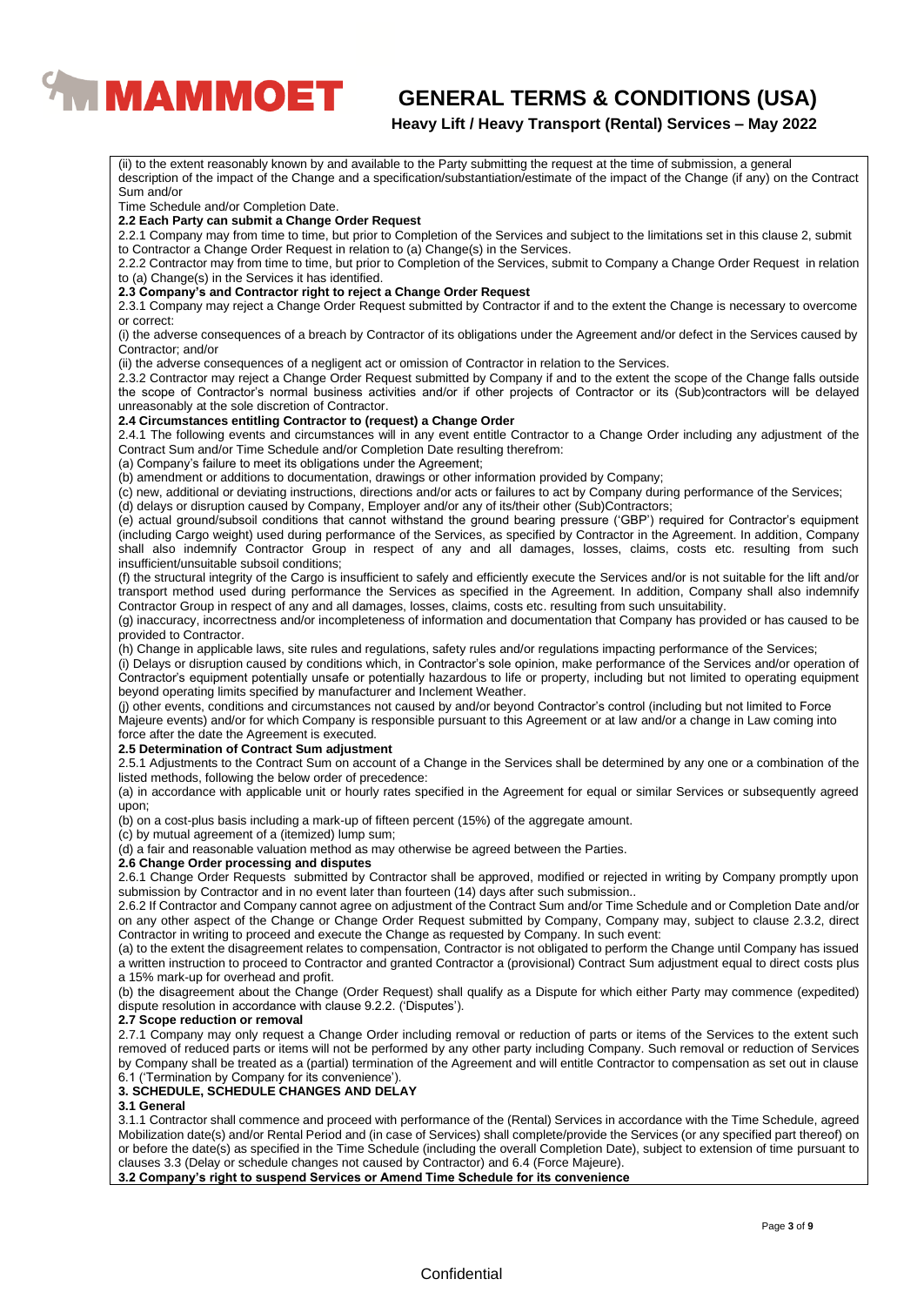(ii) to the extent reasonably known by and available to the Party submitting the request at the time of submission, a general description of the impact of the Change and a specification/substantiation/estimate of the impact of the Change (if any) on the Contract Sum and/or

Time Schedule and/or Completion Date.

**2.2 Each Party can submit a Change Order Request**

2.2.1 Company may from time to time, but prior to Completion of the Services and subject to the limitations set in this clause 2, submit to Contractor a Change Order Request in relation to (a) Change(s) in the Services.

2.2.2 Contractor may from time to time, but prior to Completion of the Services, submit to Company a Change Order Request in relation to (a) Change(s) in the Services it has identified.

**2.3 Company's and Contractor right to reject a Change Order Request**

2.3.1 Company may reject a Change Order Request submitted by Contractor if and to the extent the Change is necessary to overcome or correct:

(i) the adverse consequences of a breach by Contractor of its obligations under the Agreement and/or defect in the Services caused by Contractor; and/or

(ii) the adverse consequences of a negligent act or omission of Contractor in relation to the Services.

2.3.2 Contractor may reject a Change Order Request submitted by Company if and to the extent the scope of the Change falls outside the scope of Contractor's normal business activities and/or if other projects of Contractor or its (Sub)contractors will be delayed unreasonably at the sole discretion of Contractor.

**2.4 Circumstances entitling Contractor to (request) a Change Order**

2.4.1 The following events and circumstances will in any event entitle Contractor to a Change Order including any adjustment of the Contract Sum and/or Time Schedule and/or Completion Date resulting therefrom:

(a) Company's failure to meet its obligations under the Agreement;

(b) amendment or additions to documentation, drawings or other information provided by Company;

(c) new, additional or deviating instructions, directions and/or acts or failures to act by Company during performance of the Services;

(d) delays or disruption caused by Company, Employer and/or any of its/their other (Sub)Contractors;

(e) actual ground/subsoil conditions that cannot withstand the ground bearing pressure ('GBP') required for Contractor's equipment (including Cargo weight) used during performance of the Services, as specified by Contractor in the Agreement. In addition, Company shall also indemnify Contractor Group in respect of any and all damages, losses, claims, costs etc. resulting from such insufficient/unsuitable subsoil conditions;

(f) the structural integrity of the Cargo is insufficient to safely and efficiently execute the Services and/or is not suitable for the lift and/or transport method used during performance the Services as specified in the Agreement. In addition, Company shall also indemnify Contractor Group in respect of any and all damages, losses, claims, costs etc. resulting from such unsuitability.

(g) inaccuracy, incorrectness and/or incompleteness of information and documentation that Company has provided or has caused to be provided to Contractor.

(h) Change in applicable laws, site rules and regulations, safety rules and/or regulations impacting performance of the Services;

(i) Delays or disruption caused by conditions which, in Contractor's sole opinion, make performance of the Services and/or operation of Contractor's equipment potentially unsafe or potentially hazardous to life or property, including but not limited to operating equipment beyond operating limits specified by manufacturer and Inclement Weather.

(j) other events, conditions and circumstances not caused by and/or beyond Contractor's control (including but not limited to Force Majeure events) and/or for which Company is responsible pursuant to this Agreement or at law and/or a change in Law coming into force after the date the Agreement is executed.

**2.5 Determination of Contract Sum adjustment**

2.5.1 Adjustments to the Contract Sum on account of a Change in the Services shall be determined by any one or a combination of the listed methods, following the below order of precedence:

(a) in accordance with applicable unit or hourly rates specified in the Agreement for equal or similar Services or subsequently agreed upon;

(b) on a cost-plus basis including a mark-up of fifteen percent (15%) of the aggregate amount.

(c) by mutual agreement of a (itemized) lump sum;

(d) a fair and reasonable valuation method as may otherwise be agreed between the Parties.

**2.6 Change Order processing and disputes**

2.6.1 Change Order Requests submitted by Contractor shall be approved, modified or rejected in writing by Company promptly upon submission by Contractor and in no event later than fourteen (14) days after such submission..

2.6.2 If Contractor and Company cannot agree on adjustment of the Contract Sum and/or Time Schedule and or Completion Date and/or on any other aspect of the Change or Change Order Request submitted by Company, Company may, subject to clause 2.3.2, direct Contractor in writing to proceed and execute the Change as requested by Company. In such event:

(a) to the extent the disagreement relates to compensation, Contractor is not obligated to perform the Change until Company has issued a written instruction to proceed to Contractor and granted Contractor a (provisional) Contract Sum adjustment equal to direct costs plus a 15% mark-up for overhead and profit.

(b) the disagreement about the Change (Order Request) shall qualify as a Dispute for which either Party may commence (expedited) dispute resolution in accordance with clause 9.2.2. ('Disputes').

**2.7 Scope reduction or removal**

2.7.1 Company may only request a Change Order including removal or reduction of parts or items of the Services to the extent such removed of reduced parts or items will not be performed by any other party including Company. Such removal or reduction of Services by Company shall be treated as a (partial) termination of the Agreement and will entitle Contractor to compensation as set out in clause 6.1 ('Termination by Company for its convenience').

## 3. SCHEDULE, SCHEDULE CHANGES AND DELAY

**3.1 General**

3.1.1 Contractor shall commence and proceed with performance of the (Rental) Services in accordance with the Time Schedule, agreed Mobilization date(s) and/or Rental Period and (in case of Services) shall complete/provide the Services (or any specified part thereof) on or before the date(s) as specified in the Time Schedule (including the overall Completion Date), subject to extension of time pursuant to clauses 3.3 (Delay or schedule changes not caused by Contractor) and 6.4 (Force Majeure).

**3.2 Company's right to suspend Services or Amend Time Schedule for its convenience**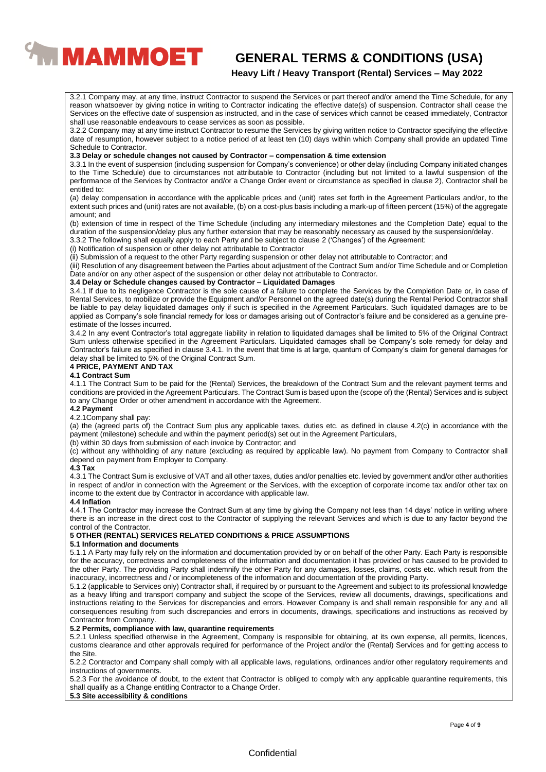3.2.1 Company may, at any time, instruct Contractor to suspend the Services or part thereof and/or amend the Time Schedule, for any reason whatsoever by giving notice in writing to Contractor indicating the effective date(s) of suspension. Contractor shall cease the Services on the effective date of suspension as instructed, and in the case of services which cannot be ceased immediately, Contractor shall use reasonable endeavours to cease services as soon as possible.

3.2.2 Company may at any time instruct Contractor to resume the Services by giving written notice to Contractor specifying the effective date of resumption, however subject to a notice period of at least ten (10) days within which Company shall provide an updated Time Schedule to Contractor.

**3.3 Delay or schedule changes not caused by Contractor – compensation & time extension**

3.3.1 In the event of suspension (including suspension for Company's convenience) or other delay (including Company initiated changes to the Time Schedule) due to circumstances not attributable to Contractor (including but not limited to a lawful suspension of the performance of the Services by Contractor and/or a Change Order event or circumstance as specified in clause 2), Contractor shall be entitled to:

(a) delay compensation in accordance with the applicable prices and (unit) rates set forth in the Agreement Particulars and/or, to the extent such prices and (unit) rates are not available, (b) on a cost-plus basis including a mark-up of fifteen percent (15%) of the aggregate amount; and

(b) extension of time in respect of the Time Schedule (including any intermediary milestones and the Completion Date) equal to the duration of the suspension/delay plus any further extension that may be reasonably necessary as caused by the suspension/delay.

3.3.2 The following shall equally apply to each Party and be subject to clause 2 ('Changes') of the Agreement:

(i) Notification of suspension or other delay not attributable to Contractor

(ii) Submission of a request to the other Party regarding suspension or other delay not attributable to Contractor; and

(iii) Resolution of any disagreement between the Parties about adjustment of the Contract Sum and/or Time Schedule and or Completion Date and/or on any other aspect of the suspension or other delay not attributable to Contractor.

**3.4 Delay or Schedule changes caused by Contractor – Liquidated Damages**

3.4.1 If due to its negligence Contractor is the sole cause of a failure to complete the Services by the Completion Date or, in case of Rental Services, to mobilize or provide the Equipment and/or Personnel on the agreed date(s) during the Rental Period Contractor shall be liable to pay delay liquidated damages only if such is specified in the Agreement Particulars. Such liquidated damages are to be applied as Company's sole financial remedy for loss or damages arising out of Contractor's failure and be considered as a genuine pre-estimate of the losses incurred.

3.4.2 In any event Contractor's total aggregate liability in relation to liquidated damages shall be limited to 5% of the Original Contract Sum unless otherwise specified in the Agreement Particulars. Liquidated damages shall be Company's sole remedy for delay and Contractor's failure as specified in clause 3.4.1. In the event that time is at large, quantum of Company's claim for general damages for delay shall be limited to 5% of the Original Contract Sum.

**4 PRICE, PAYMENT AND TAX**

**4.1 Contract Sum**

4.1.1 The Contract Sum to be paid for the (Rental) Services, the breakdown of the Contract Sum and the relevant payment terms and conditions are provided in the Agreement Particulars. The Contract Sum is based upon the (scope of) the (Rental) Services and is subject to any Change Order or other amendment in accordance with the Agreement.

**4.2 Payment**

4.2.1Company shall pay:

(a) the (agreed parts of) the Contract Sum plus any applicable taxes, duties etc. as defined in clause 4.2(c) in accordance with the payment (milestone) schedule and within the payment period(s) set out in the Agreement Particulars,

(b) within 30 days from submission of each invoice by Contractor; and

(c) without any withholding of any nature (excluding as required by applicable law). No payment from Company to Contractor shall depend on payment from Employer to Company.

**4.3 Tax**

4.3.1 The Contract Sum is exclusive of VAT and all other taxes, duties and/or penalties etc. levied by government and/or other authorities in respect of and/or in connection with the Agreement or the Services, with the exception of corporate income tax and/or other tax on income to the extent due by Contractor in accordance with applicable law.

**4.4 Inflation**

4.4.1 The Contractor may increase the Contract Sum at any time by giving the Company not less than 14 days' notice in writing where there is an increase in the direct cost to the Contractor of supplying the relevant Services and which is due to any factor beyond the control of the Contractor.

**5 OTHER (RENTAL) SERVICES RELATED CONDITIONS & PRICE ASSUMPTIONS**

**5.1 Information and documents**

5.1.1 A Party may fully rely on the information and documentation provided by or on behalf of the other Party. Each Party is responsible for the accuracy, correctness and completeness of the information and documentation it has provided or has caused to be provided to the other Party. The providing Party shall indemnify the other Party for any damages, losses, claims, costs etc. which result from the inaccuracy, incorrectness and / or incompleteness of the information and documentation of the providing Party.

5.1.2 (applicable to Services only) Contractor shall, if required by or pursuant to the Agreement and subject to its professional knowledge as a heavy lifting and transport company and subject the scope of the Services, review all documents, drawings, specifications and instructions relating to the Services for discrepancies and errors. However Company is and shall remain responsible for any and all consequences resulting from such discrepancies and errors in documents, drawings, specifications and instructions as received by Contractor from Company.

**5.2 Permits, compliance with law, quarantine requirements**

5.2.1 Unless specified otherwise in the Agreement, Company is responsible for obtaining, at its own expense, all permits, licences, customs clearance and other approvals required for performance of the Project and/or the (Rental) Services and for getting access to the Site.

5.2.2 Contractor and Company shall comply with all applicable laws, regulations, ordinances and/or other regulatory requirements and instructions of governments.

5.2.3 For the avoidance of doubt, to the extent that Contractor is obliged to comply with any applicable quarantine requirements, this shall qualify as a Change entitling Contractor to a Change Order.

**5.3 Site accessibility & conditions**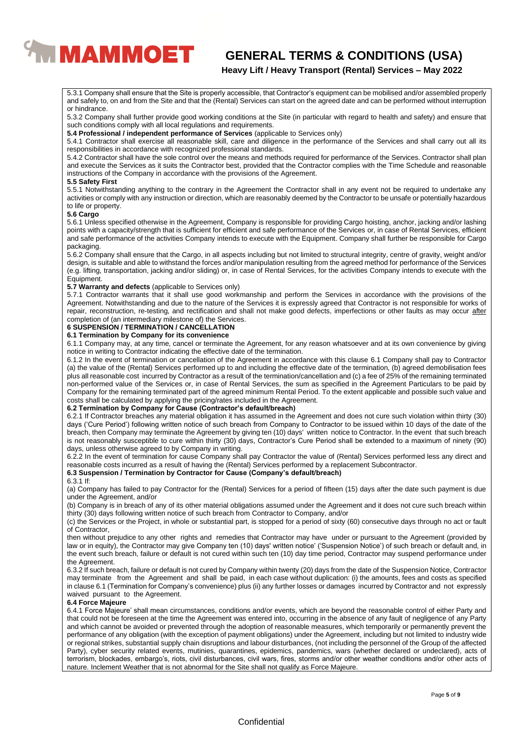5.3.1 Company shall ensure that the Site is properly accessible, that Contractor's equipment can be mobilised and/or assembled properly and safely to, on and from the Site and that the (Rental) Services can start on the agreed date and can be performed without interruption or hindrance.

5.3.2 Company shall further provide good working conditions at the Site (in particular with regard to health and safety) and ensure that such conditions comply with all local regulations and requirements.

**5.4 Professional / independent performance of Services** (applicable to Services only)

5.4.1 Contractor shall exercise all reasonable skill, care and diligence in the performance of the Services and shall carry out all its responsibilities in accordance with recognized professional standards.

5.4.2 Contractor shall have the sole control over the means and methods required for performance of the Services. Contractor shall plan and execute the Services as it suits the Contractor best, provided that the Contractor complies with the Time Schedule and reasonable instructions of the Company in accordance with the provisions of the Agreement.

**5.5 Safety First**

5.5.1 Notwithstanding anything to the contrary in the Agreement the Contractor shall in any event not be required to undertake any activities or comply with any instruction or direction, which are reasonably deemed by the Contractor to be unsafe or potentially hazardous to life or property.

**5.6 Cargo**

5.6.1 Unless specified otherwise in the Agreement, Company is responsible for providing Cargo hoisting, anchor, jacking and/or lashing points with a capacity/strength that is sufficient for efficient and safe performance of the Services or, in case of Rental Services, efficient and safe performance of the activities Company intends to execute with the Equipment. Company shall further be responsible for Cargo packaging.

5.6.2 Company shall ensure that the Cargo, in all aspects including but not limited to structural integrity, centre of gravity, weight and/or design, is suitable and able to withstand the forces and/or manipulation resulting from the agreed method for performance of the Services (e.g. lifting, transportation, jacking and/or sliding) or, in case of Rental Services, for the activities Company intends to execute with the Equipment.

**5.7 Warranty and defects** (applicable to Services only)

5.7.1 Contractor warrants that it shall use good workmanship and perform the Services in accordance with the provisions of the Agreement. Notwithstanding and due to the nature of the Services it is expressly agreed that Contractor is not responsible for works of repair, reconstruction, re-testing, and rectification and shall not make good defects, imperfections or other faults as may occur after completion of (an intermediary milestone of) the Services.

**6 SUSPENSION / TERMINATION / CANCELLATION**

**6.1 Termination by Company for its convenience**

6.1.1 Company may, at any time, cancel or terminate the Agreement, for any reason whatsoever and at its own convenience by giving notice in writing to Contractor indicating the effective date of the termination.

6.1.2 In the event of termination or cancellation of the Agreement in accordance with this clause 6.1 Company shall pay to Contractor (a) the value of the (Rental) Services performed up to and including the effective date of the termination, (b) agreed demobilisation fees plus all reasonable cost incurred by Contractor as a result of the termination/cancellation and/or (c) a fee of 25% of the remaining terminated non-performed value of the Services or, in case of Rental Services, the sum as specified in the Agreement Particulars to be paid by Company for the remaining terminated part of the agreed minimum Rental Period. To the extent applicable and possible such value and costs shall be calculated by applying the pricing/rates included in the Agreement.

**6.2 Termination by Company for Cause (Contractor's default/breach)**

6.2.1 If Contractor breaches any material obligation it has assumed in the Agreement and does not cure such violation within thirty (30) days ('Cure Period') following written notice of such breach from Company to Contractor to be issued within 10 days of the date of the breach, then Company may terminate the Agreement by giving ten (10) days' written notice to Contractor. In the event that such breach is not reasonably susceptible to cure within thirty (30) days, Contractor's Cure Period shall be extended to a maximum of ninety (90) days, unless otherwise agreed to by Company in writing.

6.2.2 In the event of termination for cause Company shall pay Contractor the value of (Rental) Services performed less any direct and reasonable costs incurred as a result of having the (Rental) Services performed by a replacement Subcontractor.

**6.3 Suspension / Termination by Contractor for Cause (Company's default/breach)**

6.3.1 If:

(a) Company has failed to pay Contractor for the (Rental) Services for a period of fifteen (15) days after the date such payment is due under the Agreement, and/or

(b) Company is in breach of any of its other material obligations assumed under the Agreement and it does not cure such breach within thirty (30) days following written notice of such breach from Contractor to Company, and/or

(c) the Services or the Project, in whole or substantial part, is stopped for a period of sixty (60) consecutive days through no act or fault of Contractor,

then without prejudice to any other rights and remedies that Contractor may have under or pursuant to the Agreement (provided by law or in equity), the Contractor may give Company ten (10) days' written notice' ('Suspension Notice') of such breach or default and, in the event such breach, failure or default is not cured within such ten (10) day time period, Contractor may suspend performance under the Agreement.

6.3.2 If such breach, failure or default is not cured by Company within twenty (20) days from the date of the Suspension Notice, Contractor may terminate from the Agreement and shall be paid, in each case without duplication: (i) the amounts, fees and costs as specified in clause 6.1 (Termination for Company's convenience) plus (ii) any further losses or damages incurred by Contractor and not expressly waived pursuant to the Agreement.

**6.4 Force Majeure**

6.4.1 Force Majeure' shall mean circumstances, conditions and/or events, which are beyond the reasonable control of either Party and that could not be foreseen at the time the Agreement was entered into, occurring in the absence of any fault of negligence of any Party and which cannot be avoided or prevented through the adoption of reasonable measures, which temporarily or permanently prevent the performance of any obligation (with the exception of payment obligations) under the Agreement, including but not limited to industry wide or regional strikes, substantial supply chain disruptions and labour disturbances, (not including the personnel of the Group of the affected Party), cyber security related events, mutinies, quarantines, epidemics, pandemics, wars (whether declared or undeclared), acts of terrorism, blockades, embargo's, riots, civil disturbances, civil wars, fires, storms and/or other weather conditions and/or other acts of nature. Inclement Weather that is not abnormal for the Site shall not qualify as Force Majeure.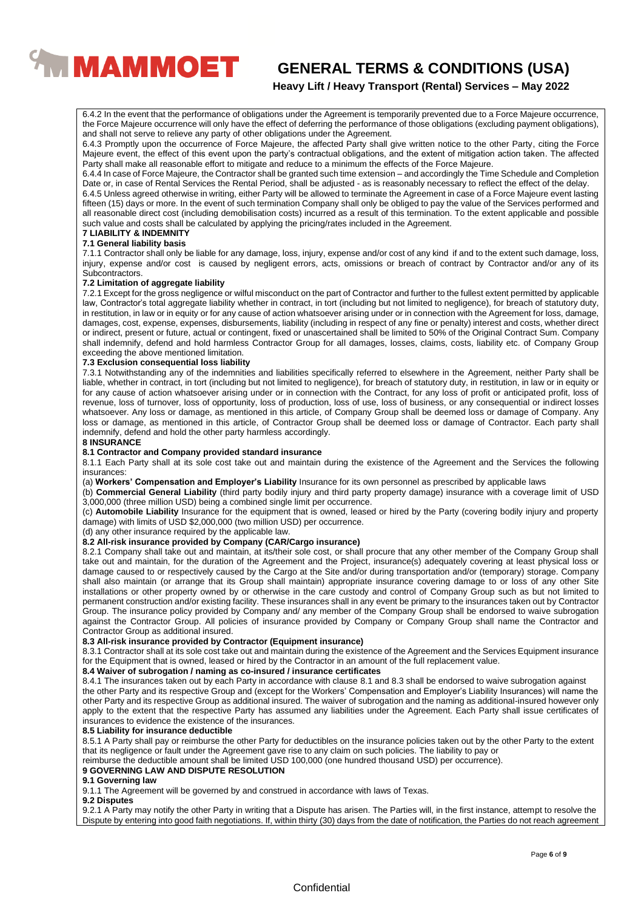6.4.2 In the event that the performance of obligations under the Agreement is temporarily prevented due to a Force Majeure occurrence, the Force Majeure occurrence will only have the effect of deferring the performance of those obligations (excluding payment obligations), and shall not serve to relieve any party of other obligations under the Agreement.

6.4.3 Promptly upon the occurrence of Force Majeure, the affected Party shall give written notice to the other Party, citing the Force Majeure event, the effect of this event upon the party's contractual obligations, and the extent of mitigation action taken. The affected Party shall make all reasonable effort to mitigate and reduce to a minimum the effects of the Force Majeure.

6.4.4 In case of Force Majeure, the Contractor shall be granted such time extension – and accordingly the Time Schedule and Completion Date or, in case of Rental Services the Rental Period, shall be adjusted - as is reasonably necessary to reflect the effect of the delay.

6.4.5 Unless agreed otherwise in writing, either Party will be allowed to terminate the Agreement in case of a Force Majeure event lasting fifteen (15) days or more. In the event of such termination Company shall only be obliged to pay the value of the Services performed and all reasonable direct cost (including demobilisation costs) incurred as a result of this termination. To the extent applicable and possible such value and costs shall be calculated by applying the pricing/rates included in the Agreement.

## 7 LIABILITY & INDEMNITY

### 7.1 General liability basis

7.1.1 Contractor shall only be liable for any damage, loss, injury, expense and/or cost of any kind if and to the extent such damage, loss, injury, expense and/or cost is caused by negligent errors, acts, omissions or breach of contract by Contractor and/or any of its Subcontractors.

### 7.2 Limitation of aggregate liability

7.2.1 Except for the gross negligence or wilful misconduct on the part of Contractor and further to the fullest extent permitted by applicable law, Contractor's total aggregate liability whether in contract, in tort (including but not limited to negligence), for breach of statutory duty, in restitution, in law or in equity or for any cause of action whatsoever arising under or in connection with the Agreement for loss, damage, damages, cost, expense, expenses, disbursements, liability (including in respect of any fine or penalty) interest and costs, whether direct or indirect, present or future, actual or contingent, fixed or unascertained shall be limited to 50% of the Original Contract Sum. Company shall indemnify, defend and hold harmless Contractor Group for all damages, losses, claims, costs, liability etc. of Company Group exceeding the above mentioned limitation.

### 7.3 Exclusion consequential loss liability

7.3.1 Notwithstanding any of the indemnities and liabilities specifically referred to elsewhere in the Agreement, neither Party shall be liable, whether in contract, in tort (including but not limited to negligence), for breach of statutory duty, in restitution, in law or in equity or for any cause of action whatsoever arising under or in connection with the Contract, for any loss of profit or anticipated profit, loss of revenue, loss of turnover, loss of opportunity, loss of production, loss of use, loss of business, or any consequential or indirect losses whatsoever. Any loss or damage, as mentioned in this article, of Company Group shall be deemed loss or damage of Company. Any loss or damage, as mentioned in this article, of Contractor Group shall be deemed loss or damage of Contractor. Each party shall indemnify, defend and hold the other party harmless accordingly.

## 8 INSURANCE

### 8.1 Contractor and Company provided standard insurance

8.1.1 Each Party shall at its sole cost take out and maintain during the existence of the Agreement and the Services the following insurances:

(a) **Workers' Compensation and Employer's Liability** Insurance for its own personnel as prescribed by applicable laws

(b) **Commercial General Liability** (third party bodily injury and third party property damage) insurance with a coverage limit of USD 3,000,000 (three million USD) being a combined single limit per occurrence.

(c) **Automobile Liability** Insurance for the equipment that is owned, leased or hired by the Party (covering bodily injury and property damage) with limits of USD $2,000,000 (two million USD) per occurrence.

(d) any other insurance required by the applicable law.

### 8.2 All-risk insurance provided by Company (CAR/Cargo insurance)

8.2.1 Company shall take out and maintain, at its/their sole cost, or shall procure that any other member of the Company Group shall take out and maintain, for the duration of the Agreement and the Project, insurance(s) adequately covering at least physical loss or damage caused to or respectively caused by the Cargo at the Site and/or during transportation and/or (temporary) storage. Company shall also maintain (or arrange that its Group shall maintain) appropriate insurance covering damage to or loss of any other Site installations or other property owned by or otherwise in the care custody and control of Company Group such as but not limited to permanent construction and/or existing facility. These insurances shall in any event be primary to the insurances taken out by Contractor Group. The insurance policy provided by Company and/ any member of the Company Group shall be endorsed to waive subrogation against the Contractor Group. All policies of insurance provided by Company or Company Group shall name the Contractor and Contractor Group as additional insured.

### 8.3 All-risk insurance provided by Contractor (Equipment insurance)

8.3.1 Contractor shall at its sole cost take out and maintain during the existence of the Agreement and the Services Equipment insurance for the Equipment that is owned, leased or hired by the Contractor in an amount of the full replacement value.

### 8.4 Waiver of subrogation / naming as co-insured / insurance certificates

8.4.1 The insurances taken out by each Party in accordance with clause 8.1 and 8.3 shall be endorsed to waive subrogation against the other Party and its respective Group and (except for the Workers' Compensation and Employer's Liability Insurances) will name the other Party and its respective Group as additional insured. The waiver of subrogation and the naming as additional-insured however only apply to the extent that the respective Party has assumed any liabilities under the Agreement. Each Party shall issue certificates of insurances to evidence the existence of the insurances.

### 8.5 Liability for insurance deductible

8.5.1 A Party shall pay or reimburse the other Party for deductibles on the insurance policies taken out by the other Party to the extent that its negligence or fault under the Agreement gave rise to any claim on such policies. The liability to pay or reimburse the deductible amount shall be limited USD 100,000 (one hundred thousand USD) per occurrence).

## 9 GOVERNING LAW AND DISPUTE RESOLUTION

### 9.1 Governing law

9.1.1 The Agreement will be governed by and construed in accordance with laws of Texas.

### 9.2 Disputes

9.2.1 A Party may notify the other Party in writing that a Dispute has arisen. The Parties will, in the first instance, attempt to resolve the Dispute by entering into good faith negotiations. If, within thirty (30) days from the date of notification, the Parties do not reach agreement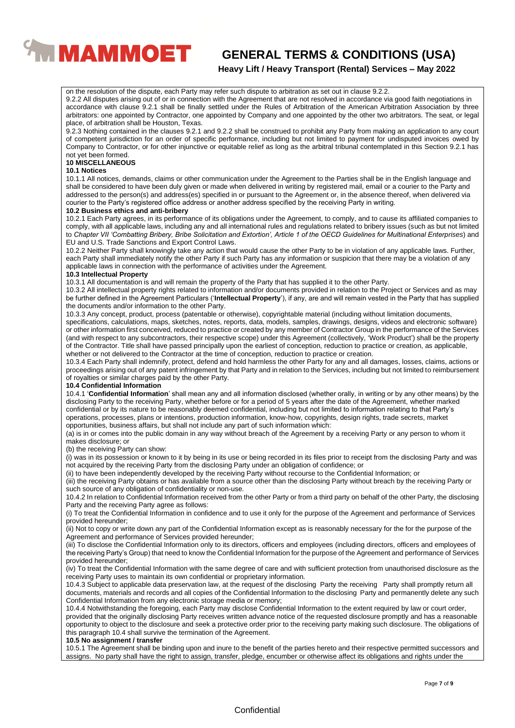on the resolution of the dispute, each Party may refer such dispute to arbitration as set out in clause 9.2.2.

9.2.2 All disputes arising out of or in connection with the Agreement that are not resolved in accordance via good faith negotiations in accordance with clause 9.2.1 shall be finally settled under the Rules of Arbitration of the American Arbitration Association by three arbitrators: one appointed by Contractor, one appointed by Company and one appointed by the other two arbitrators. The seat, or legal place, of arbitration shall be Houston, Texas.

9.2.3 Nothing contained in the clauses 9.2.1 and 9.2.2 shall be construed to prohibit any Party from making an application to any court of competent jurisdiction for an order of specific performance, including but not limited to payment for undisputed invoices owed by Company to Contractor, or for other injunctive or equitable relief as long as the arbitral tribunal contemplated in this Section 9.2.1 has not yet been formed.

## 10 MISCELLANEOUS

### 10.1 Notices

10.1.1 All notices, demands, claims or other communication under the Agreement to the Parties shall be in the English language and shall be considered to have been duly given or made when delivered in writing by registered mail, email or a courier to the Party and addressed to the person(s) and address(es) specified in or in pursuant to the Agreement or, in the absence thereof, when delivered via courier to the Party's registered office address or another address specified by the receiving Party in writing.

### 10.2 Business ethics and anti-bribery

10.2.1 Each Party agrees, in its performance of its obligations under the Agreement, to comply, and to cause its affiliated companies to comply, with all applicable laws, including any and all international rules and regulations related to bribery issues (such as but not limited to *Chapter VII 'Combatting Bribery, Bribe Solicitation and Extortion', Article 1 of the OECD Guidelines for Multinational Enterprises*) and EU and U.S. Trade Sanctions and Export Control Laws.

10.2.2 Neither Party shall knowingly take any action that would cause the other Party to be in violation of any applicable laws. Further, each Party shall immediately notify the other Party if such Party has any information or suspicion that there may be a violation of any applicable laws in connection with the performance of activities under the Agreement.

### 10.3 Intellectual Property

10.3.1 All documentation is and will remain the property of the Party that has supplied it to the other Party.

10.3.2 All intellectual property rights related to information and/or documents provided in relation to the Project or Services and as may be further defined in the Agreement Particulars ('**Intellectual Property**'), if any, are and will remain vested in the Party that has supplied the documents and/or information to the other Party.

10.3.3 Any concept, product, process (patentable or otherwise), copyrightable material (including without limitation documents, specifications, calculations, maps, sketches, notes, reports, data, models, samples, drawings, designs, videos and electronic software) or other information first conceived, reduced to practice or created by any member of Contractor Group in the performance of the Services (and with respect to any subcontractors, their respective scope) under this Agreement (collectively, 'Work Product') shall be the property of the Contractor. Title shall have passed principally upon the earliest of conception, reduction to practice or creation, as applicable, whether or not delivered to the Contractor at the time of conception, reduction to practice or creation.

10.3.4 Each Party shall indemnify, protect, defend and hold harmless the other Party for any and all damages, losses, claims, actions or proceedings arising out of any patent infringement by that Party and in relation to the Services, including but not limited to reimbursement of royalties or similar charges paid by the other Party.

### 10.4 Confidential Information

10.4.1 '**Confidential Information**' shall mean any and all information disclosed (whether orally, in writing or by any other means) by the disclosing Party to the receiving Party, whether before or for a period of 5 years after the date of the Agreement, whether marked confidential or by its nature to be reasonably deemed confidential, including but not limited to information relating to that Party's operations, processes, plans or intentions, production information, know-how, copyrights, design rights, trade secrets, market opportunities, business affairs, but shall not include any part of such information which:

(a) is in or comes into the public domain in any way without breach of the Agreement by a receiving Party or any person to whom it makes disclosure; or

(b) the receiving Party can show:

(i) was in its possession or known to it by being in its use or being recorded in its files prior to receipt from the disclosing Party and was not acquired by the receiving Party from the disclosing Party under an obligation of confidence; or

(ii) to have been independently developed by the receiving Party without recourse to the Confidential Information; or

(iii) the receiving Party obtains or has available from a source other than the disclosing Party without breach by the receiving Party or such source of any obligation of confidentiality or non-use.

10.4.2 In relation to Confidential Information received from the other Party or from a third party on behalf of the other Party, the disclosing Party and the receiving Party agree as follows:

(i) To treat the Confidential Information in confidence and to use it only for the purpose of the Agreement and performance of Services provided hereunder;

(ii) Not to copy or write down any part of the Confidential Information except as is reasonably necessary for the for the purpose of the Agreement and performance of Services provided hereunder;

(iii) To disclose the Confidential Information only to its directors, officers and employees (including directors, officers and employees of the receiving Party's Group) that need to know the Confidential Information for the purpose of the Agreement and performance of Services provided hereunder;

(iv) To treat the Confidential Information with the same degree of care and with sufficient protection from unauthorised disclosure as the receiving Party uses to maintain its own confidential or proprietary information.

10.4.3 Subject to applicable data preservation law, at the request of the disclosing Party the receiving Party shall promptly return all documents, materials and records and all copies of the Confidential Information to the disclosing Party and permanently delete any such Confidential Information from any electronic storage media or memory;

10.4.4 Notwithstanding the foregoing, each Party may disclose Confidential Information to the extent required by law or court order, provided that the originally disclosing Party receives written advance notice of the requested disclosure promptly and has a reasonable opportunity to object to the disclosure and seek a protective order prior to the receiving party making such disclosure. The obligations of this paragraph 10.4 shall survive the termination of the Agreement.

### 10.5 No assignment / transfer

10.5.1 The Agreement shall be binding upon and inure to the benefit of the parties hereto and their respective permitted successors and assigns. No party shall have the right to assign, transfer, pledge, encumber or otherwise affect its obligations and rights under the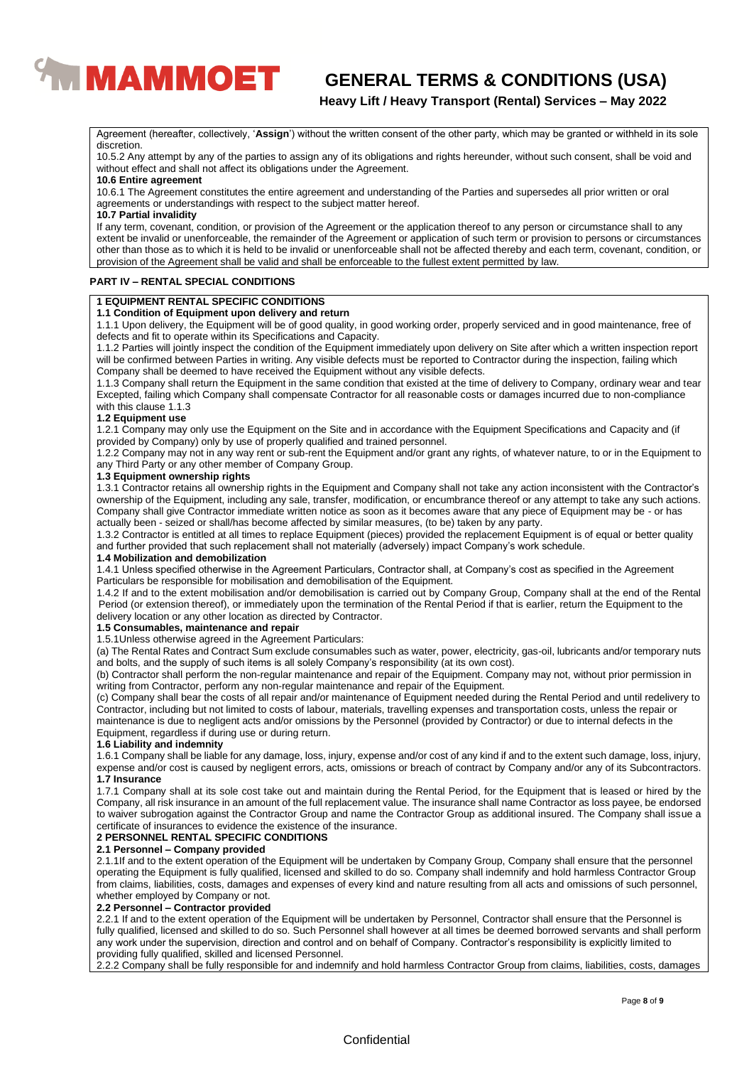Agreement (hereafter, collectively, '**Assign**') without the written consent of the other party, which may be granted or withheld in its sole discretion.

10.5.2 Any attempt by any of the parties to assign any of its obligations and rights hereunder, without such consent, shall be void and without effect and shall not affect its obligations under the Agreement.

**10.6 Entire agreement**

10.6.1 The Agreement constitutes the entire agreement and understanding of the Parties and supersedes all prior written or oral agreements or understandings with respect to the subject matter hereof.

**10.7 Partial invalidity**

If any term, covenant, condition, or provision of the Agreement or the application thereof to any person or circumstance shall to any extent be invalid or unenforceable, the remainder of the Agreement or application of such term or provision to persons or circumstances other than those as to which it is held to be invalid or unenforceable shall not be affected thereby and each term, covenant, condition, or provision of the Agreement shall be valid and shall be enforceable to the fullest extent permitted by law.

## PART IV – RENTAL SPECIAL CONDITIONS

### 1 EQUIPMENT RENTAL SPECIFIC CONDITIONS

**1.1 Condition of Equipment upon delivery and return**

1.1.1 Upon delivery, the Equipment will be of good quality, in good working order, properly serviced and in good maintenance, free of defects and fit to operate within its Specifications and Capacity.

1.1.2 Parties will jointly inspect the condition of the Equipment immediately upon delivery on Site after which a written inspection report will be confirmed between Parties in writing. Any visible defects must be reported to Contractor during the inspection, failing which Company shall be deemed to have received the Equipment without any visible defects.

1.1.3 Company shall return the Equipment in the same condition that existed at the time of delivery to Company, ordinary wear and tear Excepted, failing which Company shall compensate Contractor for all reasonable costs or damages incurred due to non-compliance with this clause 1.1.3

**1.2 Equipment use**

1.2.1 Company may only use the Equipment on the Site and in accordance with the Equipment Specifications and Capacity and (if provided by Company) only by use of properly qualified and trained personnel.

1.2.2 Company may not in any way rent or sub-rent the Equipment and/or grant any rights, of whatever nature, to or in the Equipment to any Third Party or any other member of Company Group.

**1.3 Equipment ownership rights**

1.3.1 Contractor retains all ownership rights in the Equipment and Company shall not take any action inconsistent with the Contractor's ownership of the Equipment, including any sale, transfer, modification, or encumbrance thereof or any attempt to take any such actions. Company shall give Contractor immediate written notice as soon as it becomes aware that any piece of Equipment may be - or has actually been - seized or shall/has become affected by similar measures, (to be) taken by any party.

1.3.2 Contractor is entitled at all times to replace Equipment (pieces) provided the replacement Equipment is of equal or better quality and further provided that such replacement shall not materially (adversely) impact Company's work schedule.

**1.4 Mobilization and demobilization**

1.4.1 Unless specified otherwise in the Agreement Particulars, Contractor shall, at Company's cost as specified in the Agreement Particulars be responsible for mobilisation and demobilisation of the Equipment.

1.4.2 If and to the extent mobilisation and/or demobilisation is carried out by Company Group, Company shall at the end of the Rental Period (or extension thereof), or immediately upon the termination of the Rental Period if that is earlier, return the Equipment to the delivery location or any other location as directed by Contractor.

**1.5 Consumables, maintenance and repair**

1.5.1Unless otherwise agreed in the Agreement Particulars:

(a) The Rental Rates and Contract Sum exclude consumables such as water, power, electricity, gas-oil, lubricants and/or temporary nuts and bolts, and the supply of such items is all solely Company's responsibility (at its own cost).

(b) Contractor shall perform the non-regular maintenance and repair of the Equipment. Company may not, without prior permission in writing from Contractor, perform any non-regular maintenance and repair of the Equipment.

(c) Company shall bear the costs of all repair and/or maintenance of Equipment needed during the Rental Period and until redelivery to Contractor, including but not limited to costs of labour, materials, travelling expenses and transportation costs, unless the repair or maintenance is due to negligent acts and/or omissions by the Personnel (provided by Contractor) or due to internal defects in the Equipment, regardless if during use or during return.

**1.6 Liability and indemnity**

1.6.1 Company shall be liable for any damage, loss, injury, expense and/or cost of any kind if and to the extent such damage, loss, injury, expense and/or cost is caused by negligent errors, acts, omissions or breach of contract by Company and/or any of its Subcontractors.

**1.7 Insurance**

1.7.1 Company shall at its sole cost take out and maintain during the Rental Period, for the Equipment that is leased or hired by the Company, all risk insurance in an amount of the full replacement value. The insurance shall name Contractor as loss payee, be endorsed to waiver subrogation against the Contractor Group and name the Contractor Group as additional insured. The Company shall issue a certificate of insurances to evidence the existence of the insurance.

### 2 PERSONNEL RENTAL SPECIFIC CONDITIONS

**2.1 Personnel – Company provided**

2.1.1If and to the extent operation of the Equipment will be undertaken by Company Group, Company shall ensure that the personnel operating the Equipment is fully qualified, licensed and skilled to do so. Company shall indemnify and hold harmless Contractor Group from claims, liabilities, costs, damages and expenses of every kind and nature resulting from all acts and omissions of such personnel, whether employed by Company or not.

**2.2 Personnel – Contractor provided**

2.2.1 If and to the extent operation of the Equipment will be undertaken by Personnel, Contractor shall ensure that the Personnel is fully qualified, licensed and skilled to do so. Such Personnel shall however at all times be deemed borrowed servants and shall perform any work under the supervision, direction and control and on behalf of Company. Contractor's responsibility is explicitly limited to providing fully qualified, skilled and licensed Personnel.

2.2.2 Company shall be fully responsible for and indemnify and hold harmless Contractor Group from claims, liabilities, costs, damages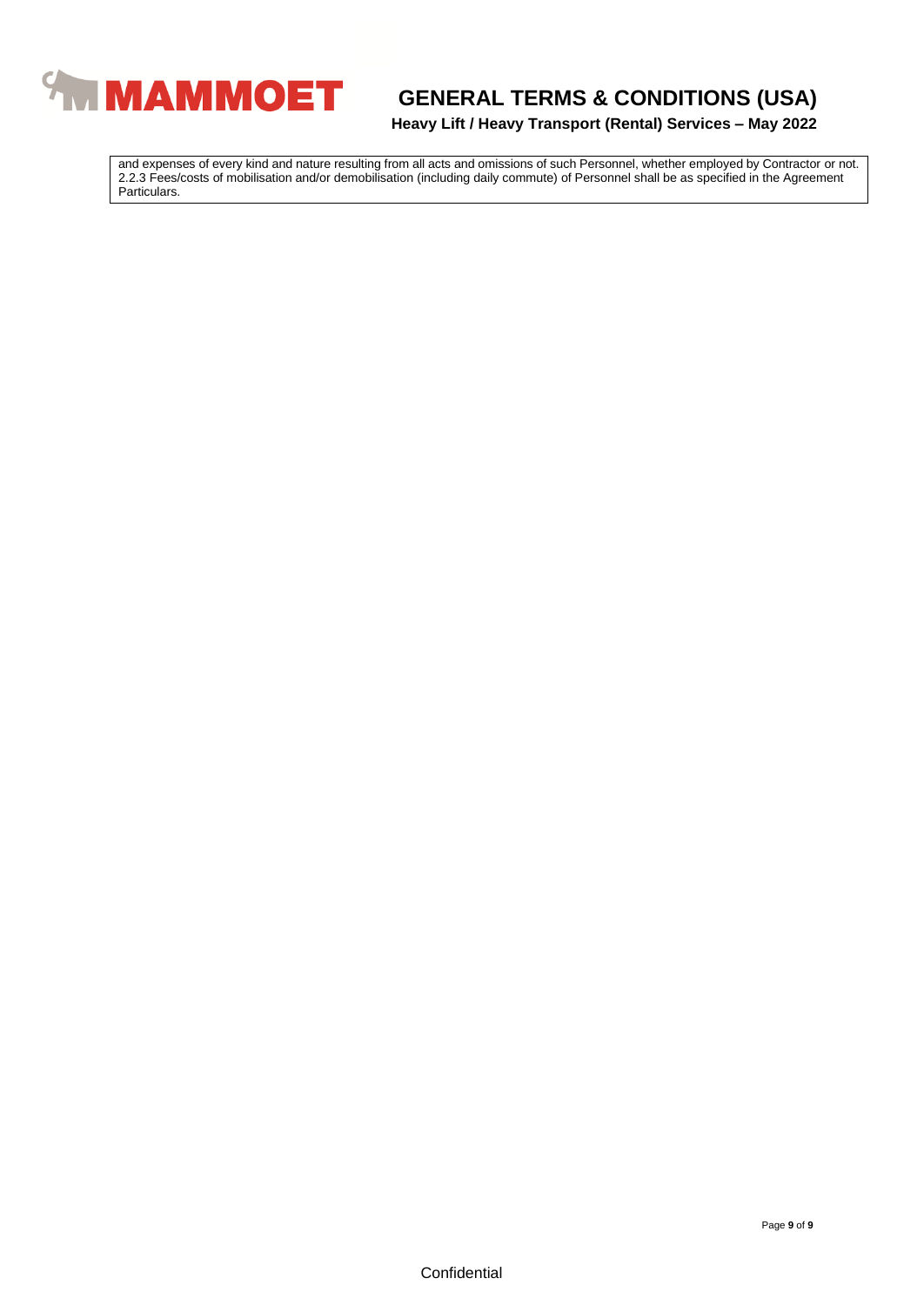and expenses of every kind and nature resulting from all acts and omissions of such Personnel, whether employed by Contractor or not.
2.2.3 Fees/costs of mobilisation and/or demobilisation (including daily commute) of Personnel shall be as specified in the Agreement Particulars.